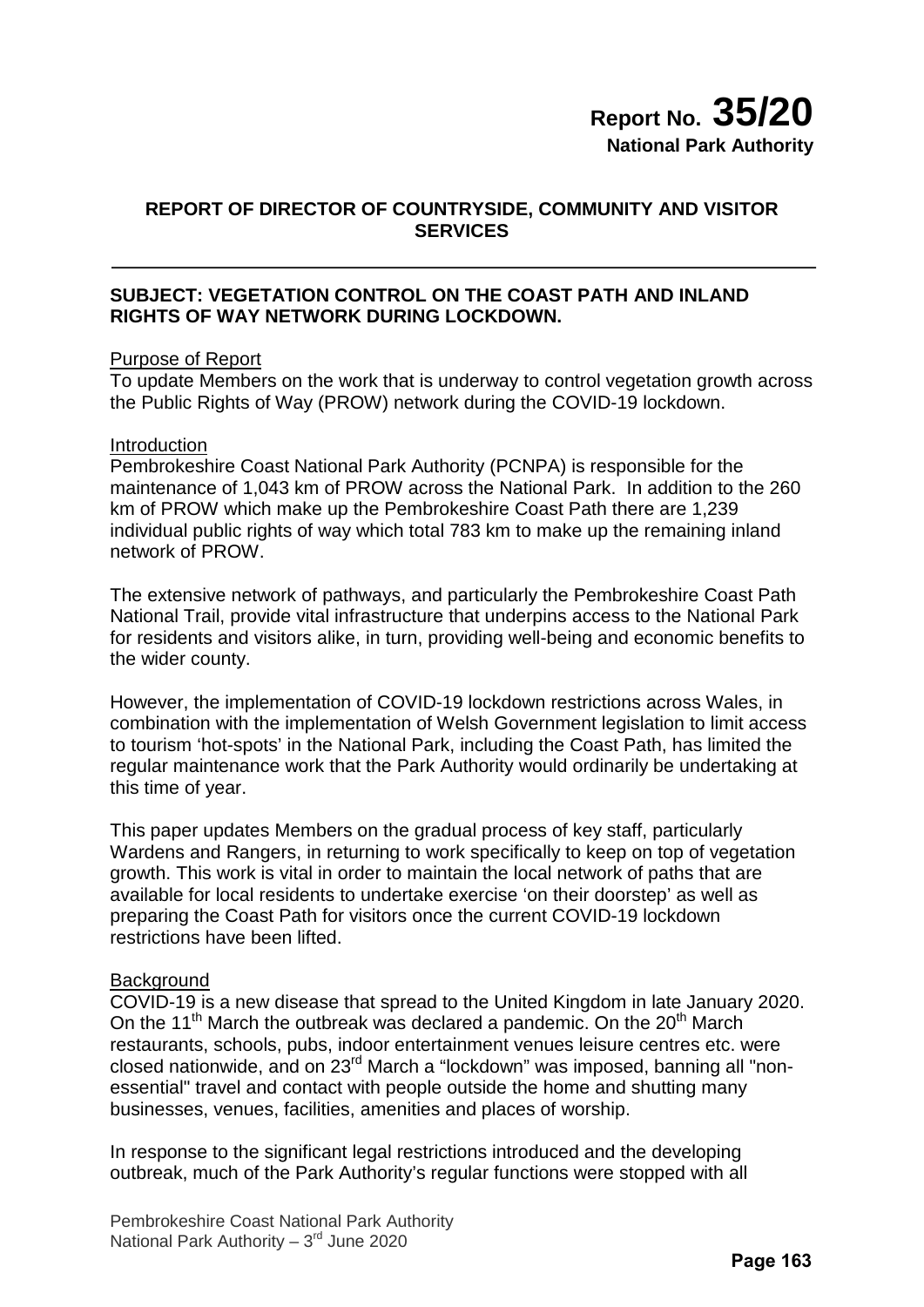# Report No. 35/20

**National Park Authority**

## REPORT OF DIRECTOR OF COUNTRYSIDE, COMMUNITY AND VISITOR SERVICES

### SUBJECT: VEGETATION CONTROL ON THE COAST PATH AND INLAND RIGHTS OF WAY NETWORK DURING LOCKDOWN.

<u>Purpose of Report</u>

To update Members on the work that is underway to control vegetation growth across the Public Rights of Way (PROW) network during the COVID-19 lockdown.

<u>Introduction</u>

Pembrokeshire Coast National Park Authority (PCNPA) is responsible for the maintenance of 1,043 km of PROW across the National Park. In addition to the 260 km of PROW which make up the Pembrokeshire Coast Path there are 1,239 individual public rights of way which total 783 km to make up the remaining inland network of PROW.

The extensive network of pathways, and particularly the Pembrokeshire Coast Path National Trail, provide vital infrastructure that underpins access to the National Park for residents and visitors alike, in turn, providing well-being and economic benefits to the wider county.

However, the implementation of COVID-19 lockdown restrictions across Wales, in combination with the implementation of Welsh Government legislation to limit access to tourism 'hot-spots' in the National Park, including the Coast Path, has limited the regular maintenance work that the Park Authority would ordinarily be undertaking at this time of year.

This paper updates Members on the gradual process of key staff, particularly Wardens and Rangers, in returning to work specifically to keep on top of vegetation growth. This work is vital in order to maintain the local network of paths that are available for local residents to undertake exercise 'on their doorstep' as well as preparing the Coast Path for visitors once the current COVID-19 lockdown restrictions have been lifted.

<u>Background</u>

COVID-19 is a new disease that spread to the United Kingdom in late January 2020. On the 11th March the outbreak was declared a pandemic. On the 20th March restaurants, schools, pubs, indoor entertainment venues leisure centres etc. were closed nationwide, and on 23rd March a "lockdown" was imposed, banning all "non-essential" travel and contact with people outside the home and shutting many businesses, venues, facilities, amenities and places of worship.

In response to the significant legal restrictions introduced and the developing outbreak, much of the Park Authority's regular functions were stopped with all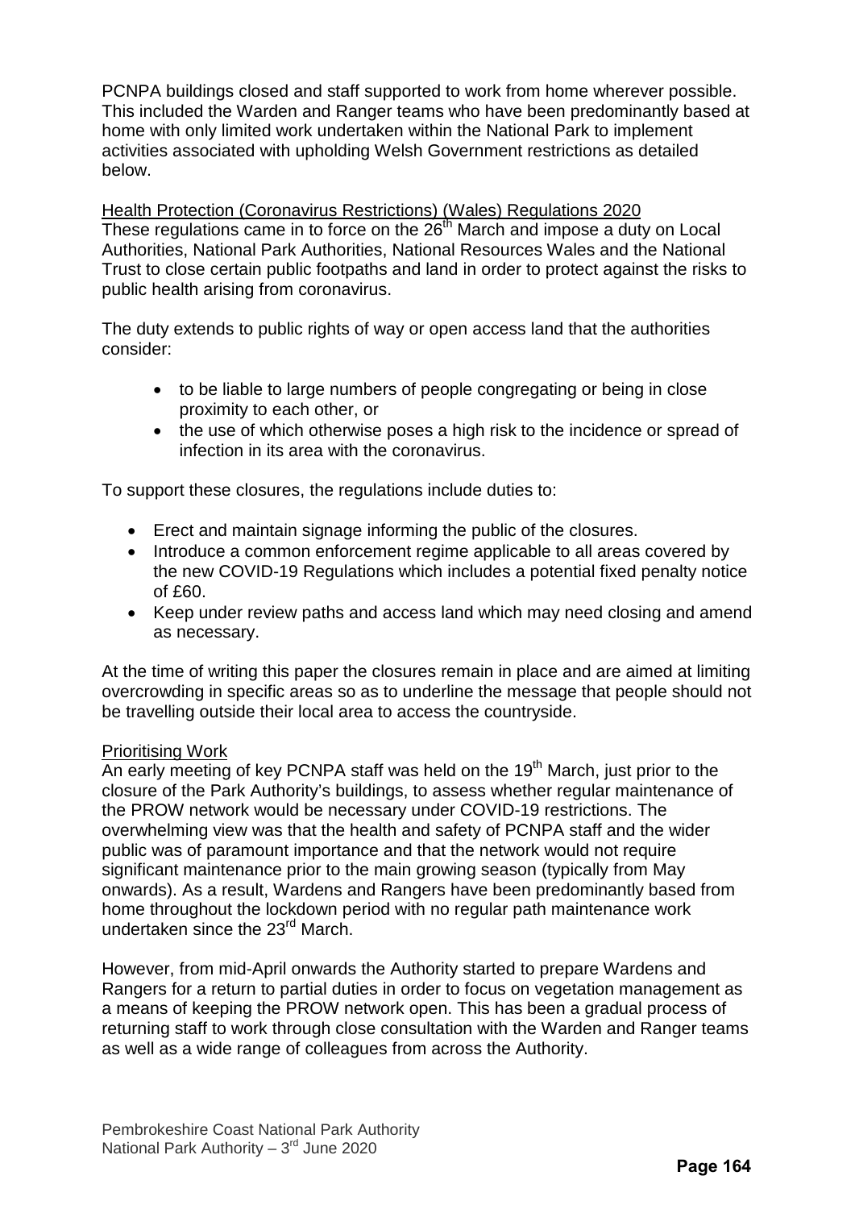PCNPA buildings closed and staff supported to work from home wherever possible. This included the Warden and Ranger teams who have been predominantly based at home with only limited work undertaken within the National Park to implement activities associated with upholding Welsh Government restrictions as detailed below.

Health Protection (Coronavirus Restrictions) (Wales) Regulations 2020

These regulations came in to force on the 26th March and impose a duty on Local Authorities, National Park Authorities, National Resources Wales and the National Trust to close certain public footpaths and land in order to protect against the risks to public health arising from coronavirus.

The duty extends to public rights of way or open access land that the authorities consider:

- to be liable to large numbers of people congregating or being in close proximity to each other, or
- the use of which otherwise poses a high risk to the incidence or spread of infection in its area with the coronavirus.

To support these closures, the regulations include duties to:

- Erect and maintain signage informing the public of the closures.
- Introduce a common enforcement regime applicable to all areas covered by the new COVID-19 Regulations which includes a potential fixed penalty notice of £60.
- Keep under review paths and access land which may need closing and amend as necessary.

At the time of writing this paper the closures remain in place and are aimed at limiting overcrowding in specific areas so as to underline the message that people should not be travelling outside their local area to access the countryside.

Prioritising Work

An early meeting of key PCNPA staff was held on the 19th March, just prior to the closure of the Park Authority's buildings, to assess whether regular maintenance of the PROW network would be necessary under COVID-19 restrictions. The overwhelming view was that the health and safety of PCNPA staff and the wider public was of paramount importance and that the network would not require significant maintenance prior to the main growing season (typically from May onwards). As a result, Wardens and Rangers have been predominantly based from home throughout the lockdown period with no regular path maintenance work undertaken since the 23rd March.

However, from mid-April onwards the Authority started to prepare Wardens and Rangers for a return to partial duties in order to focus on vegetation management as a means of keeping the PROW network open. This has been a gradual process of returning staff to work through close consultation with the Warden and Ranger teams as well as a wide range of colleagues from across the Authority.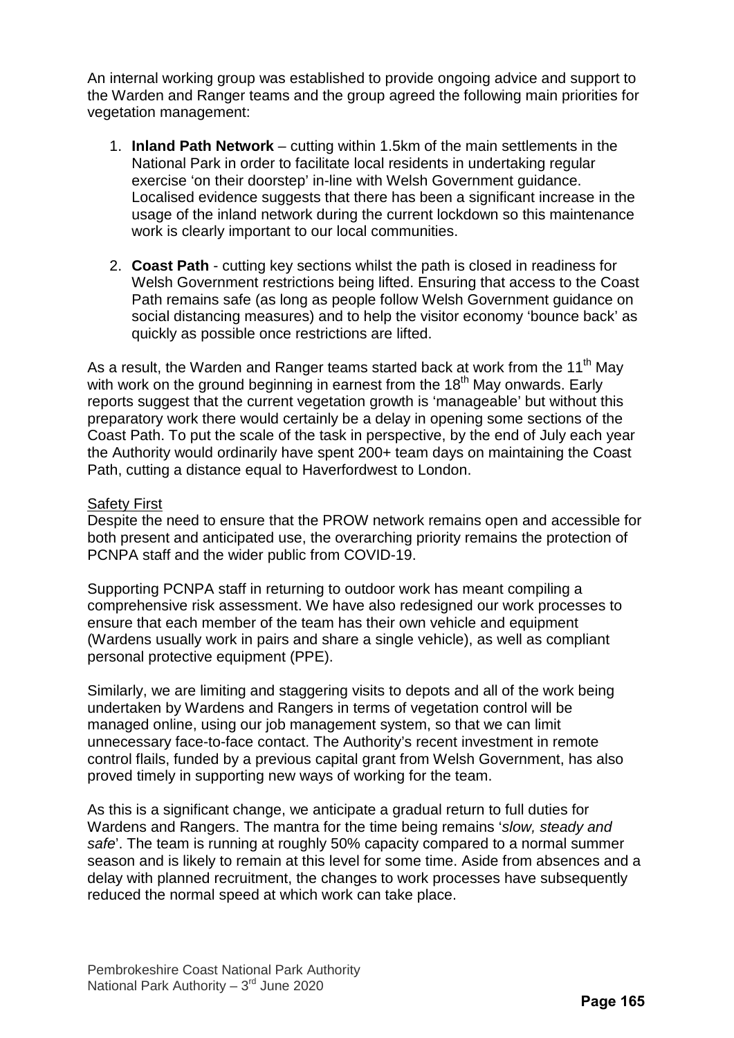An internal working group was established to provide ongoing advice and support to the Warden and Ranger teams and the group agreed the following main priorities for vegetation management:

1. **Inland Path Network** – cutting within 1.5km of the main settlements in the National Park in order to facilitate local residents in undertaking regular exercise 'on their doorstep' in-line with Welsh Government guidance. Localised evidence suggests that there has been a significant increase in the usage of the inland network during the current lockdown so this maintenance work is clearly important to our local communities.

2. **Coast Path** - cutting key sections whilst the path is closed in readiness for Welsh Government restrictions being lifted. Ensuring that access to the Coast Path remains safe (as long as people follow Welsh Government guidance on social distancing measures) and to help the visitor economy 'bounce back' as quickly as possible once restrictions are lifted.

As a result, the Warden and Ranger teams started back at work from the 11th May with work on the ground beginning in earnest from the 18th May onwards. Early reports suggest that the current vegetation growth is 'manageable' but without this preparatory work there would certainly be a delay in opening some sections of the Coast Path. To put the scale of the task in perspective, by the end of July each year the Authority would ordinarily have spent 200+ team days on maintaining the Coast Path, cutting a distance equal to Haverfordwest to London.

<u>Safety First</u>

Despite the need to ensure that the PROW network remains open and accessible for both present and anticipated use, the overarching priority remains the protection of PCNPA staff and the wider public from COVID-19.

Supporting PCNPA staff in returning to outdoor work has meant compiling a comprehensive risk assessment. We have also redesigned our work processes to ensure that each member of the team has their own vehicle and equipment (Wardens usually work in pairs and share a single vehicle), as well as compliant personal protective equipment (PPE).

Similarly, we are limiting and staggering visits to depots and all of the work being undertaken by Wardens and Rangers in terms of vegetation control will be managed online, using our job management system, so that we can limit unnecessary face-to-face contact. The Authority's recent investment in remote control flails, funded by a previous capital grant from Welsh Government, has also proved timely in supporting new ways of working for the team.

As this is a significant change, we anticipate a gradual return to full duties for Wardens and Rangers. The mantra for the time being remains '*slow, steady and safe*'. The team is running at roughly 50% capacity compared to a normal summer season and is likely to remain at this level for some time. Aside from absences and a delay with planned recruitment, the changes to work processes have subsequently reduced the normal speed at which work can take place.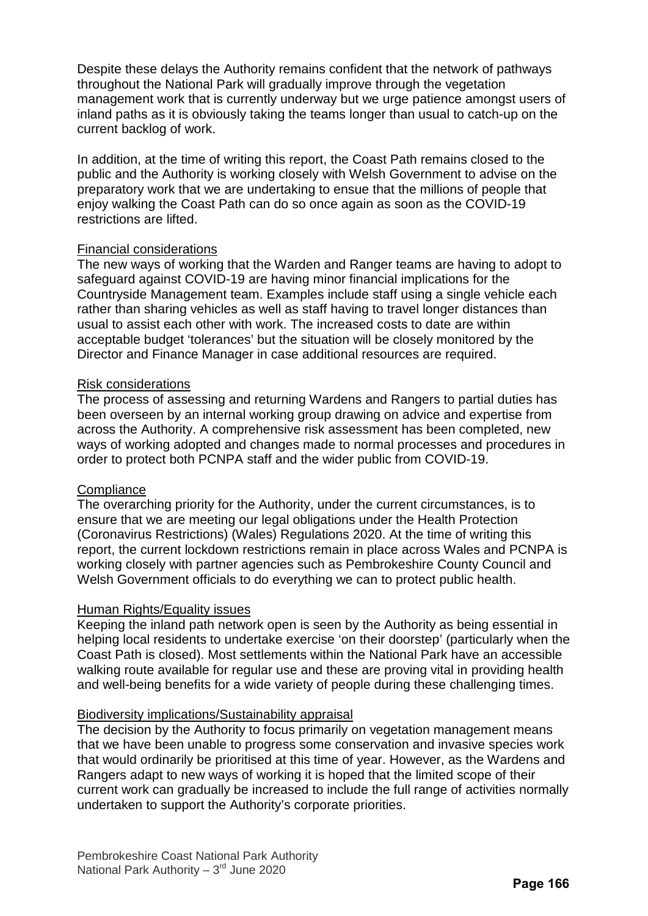Despite these delays the Authority remains confident that the network of pathways throughout the National Park will gradually improve through the vegetation management work that is currently underway but we urge patience amongst users of inland paths as it is obviously taking the teams longer than usual to catch-up on the current backlog of work.

In addition, at the time of writing this report, the Coast Path remains closed to the public and the Authority is working closely with Welsh Government to advise on the preparatory work that we are undertaking to ensue that the millions of people that enjoy walking the Coast Path can do so once again as soon as the COVID-19 restrictions are lifted.

<u>Financial considerations</u>

The new ways of working that the Warden and Ranger teams are having to adopt to safeguard against COVID-19 are having minor financial implications for the Countryside Management team. Examples include staff using a single vehicle each rather than sharing vehicles as well as staff having to travel longer distances than usual to assist each other with work. The increased costs to date are within acceptable budget 'tolerances' but the situation will be closely monitored by the Director and Finance Manager in case additional resources are required.

<u>Risk considerations</u>

The process of assessing and returning Wardens and Rangers to partial duties has been overseen by an internal working group drawing on advice and expertise from across the Authority. A comprehensive risk assessment has been completed, new ways of working adopted and changes made to normal processes and procedures in order to protect both PCNPA staff and the wider public from COVID-19.

<u>Compliance</u>

The overarching priority for the Authority, under the current circumstances, is to ensure that we are meeting our legal obligations under the Health Protection (Coronavirus Restrictions) (Wales) Regulations 2020. At the time of writing this report, the current lockdown restrictions remain in place across Wales and PCNPA is working closely with partner agencies such as Pembrokeshire County Council and Welsh Government officials to do everything we can to protect public health.

<u>Human Rights/Equality issues</u>

Keeping the inland path network open is seen by the Authority as being essential in helping local residents to undertake exercise 'on their doorstep' (particularly when the Coast Path is closed). Most settlements within the National Park have an accessible walking route available for regular use and these are proving vital in providing health and well-being benefits for a wide variety of people during these challenging times.

<u>Biodiversity implications/Sustainability appraisal</u>

The decision by the Authority to focus primarily on vegetation management means that we have been unable to progress some conservation and invasive species work that would ordinarily be prioritised at this time of year. However, as the Wardens and Rangers adapt to new ways of working it is hoped that the limited scope of their current work can gradually be increased to include the full range of activities normally undertaken to support the Authority's corporate priorities.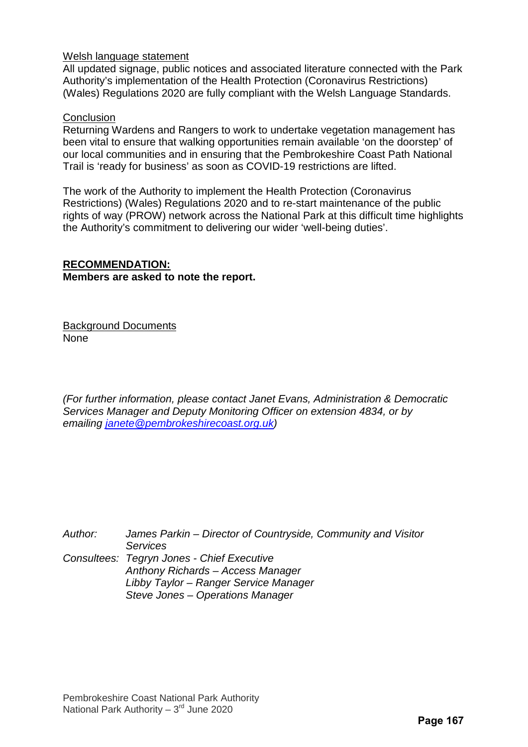Welsh language statement

All updated signage, public notices and associated literature connected with the Park Authority's implementation of the Health Protection (Coronavirus Restrictions) (Wales) Regulations 2020 are fully compliant with the Welsh Language Standards.

Conclusion

Returning Wardens and Rangers to work to undertake vegetation management has been vital to ensure that walking opportunities remain available 'on the doorstep' of our local communities and in ensuring that the Pembrokeshire Coast Path National Trail is 'ready for business' as soon as COVID-19 restrictions are lifted.

The work of the Authority to implement the Health Protection (Coronavirus Restrictions) (Wales) Regulations 2020 and to re-start maintenance of the public rights of way (PROW) network across the National Park at this difficult time highlights the Authority's commitment to delivering our wider 'well-being duties'.

**RECOMMENDATION:**

**Members are asked to note the report.**

Background Documents

None

*(For further information, please contact Janet Evans, Administration & Democratic Services Manager and Deputy Monitoring Officer on extension 4834, or by emailing janete@pembrokeshirecoast.org.uk)*

*Author: James Parkin – Director of Countryside, Community and Visitor Services*

*Consultees: Tegryn Jones - Chief Executive*
*Anthony Richards – Access Manager*
*Libby Taylor – Ranger Service Manager*
*Steve Jones – Operations Manager*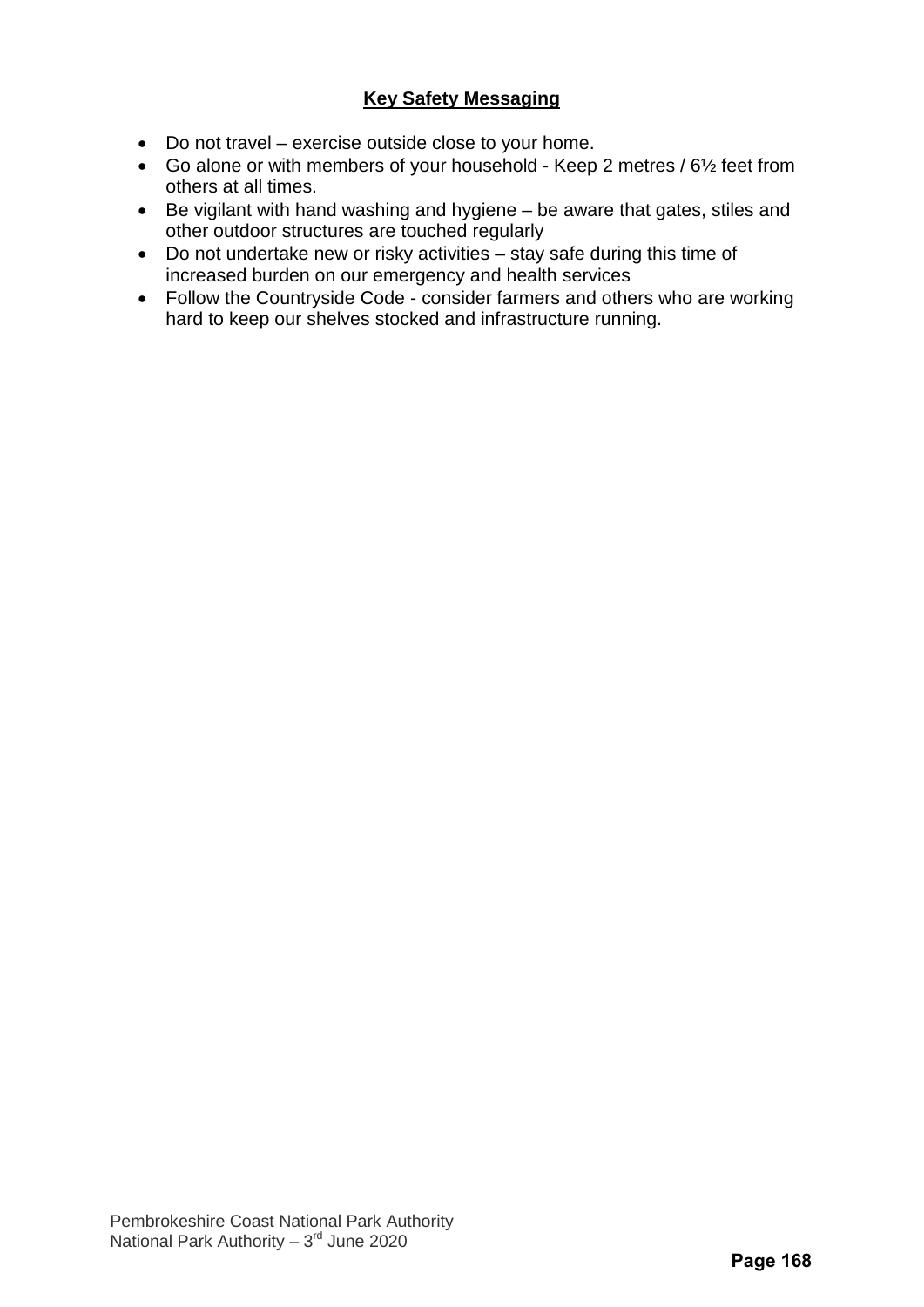**Key Safety Messaging**

- Do not travel – exercise outside close to your home.
- Go alone or with members of your household - Keep 2 metres / 6½ feet from others at all times.
- Be vigilant with hand washing and hygiene – be aware that gates, stiles and other outdoor structures are touched regularly
- Do not undertake new or risky activities – stay safe during this time of increased burden on our emergency and health services
- Follow the Countryside Code - consider farmers and others who are working hard to keep our shelves stocked and infrastructure running.